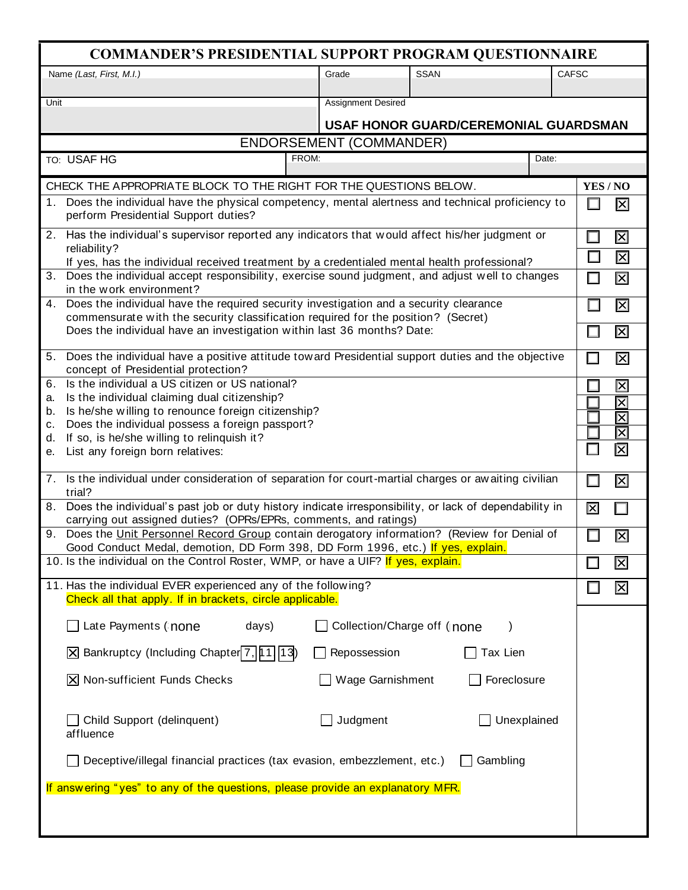# COMMANDER'S PRESIDENTIAL SUPPORT PROGRAM QUESTIONNAIRE

| Name *(Last, First, M.I.)* | Grade | SSAN | CAFSC |
|---|---|---|---|
| | | | |

| Unit | Assignment Desired |
|---|---|
| | **USAF HONOR GUARD/CEREMONIAL GUARDSMAN** |

## ENDORSEMENT (COMMANDER)

| TO: USAF HG | FROM: | Date: |
|---|---|---|

| CHECK THE APPROPRIATE BLOCK TO THE RIGHT FOR THE QUESTIONS BELOW. | YES | NO |
|---|---|---|
| 1. Does the individual have the physical competency, mental alertness and technical proficiency to perform Presidential Support duties? | ☐ | ☒ |
| 2. Has the individual's supervisor reported any indicators that would affect his/her judgment or reliability? | ☐ | ☒ |
| If yes, has the individual received treatment by a credentialed mental health professional? | ☐ | ☒ |
| 3. Does the individual accept responsibility, exercise sound judgment, and adjust well to changes in the work environment? | ☐ | ☒ |
| 4. Does the individual have the required security investigation and a security clearance commensurate with the security classification required for the position? (Secret) | ☐ | ☒ |
| Does the individual have an investigation within last 36 months? Date: | ☐ | ☒ |
| 5. Does the individual have a positive attitude toward Presidential support duties and the objective concept of Presidential protection? | ☐ | ☒ |
| 6. Is the individual a US citizen or US national? | ☐ | ☒ |
| a. Is the individual claiming dual citizenship? | ☐ | ☒ |
| b. Is he/she willing to renounce foreign citizenship? | ☐ | ☒ |
| c. Does the individual possess a foreign passport? | ☐ | ☒ |
| d. If so, is he/she willing to relinquish it? | ☐ | ☒ |
| e. List any foreign born relatives: | ☐ | ☒ |
| 7. Is the individual under consideration of separation for court-martial charges or awaiting civilian trial? | ☐ | ☒ |
| 8. Does the individual's past job or duty history indicate irresponsibility, or lack of dependability in carrying out assigned duties? (OPRs/EPRs, comments, and ratings) | ☒ | ☐ |
| 9. Does the <u>Unit Personnel Record Group</u> contain derogatory information? (Review for Denial of Good Conduct Medal, demotion, DD Form 398, DD Form 1996, etc.) If yes, explain. | ☐ | ☒ |
| 10. Is the individual on the Control Roster, WMP, or have a UIF? If yes, explain. | ☐ | ☒ |
| 11. Has the individual EVER experienced any of the following? Check all that apply. If in brackets, circle applicable. | ☐ | ☒ |

☐ Late Payments (none days) ☐ Collection/Charge off (none )

☒ Bankruptcy (Including Chapter 7, 11, 13) ☐ Repossession ☐ Tax Lien

☒ Non-sufficient Funds Checks ☐ Wage Garnishment ☐ Foreclosure

☐ Child Support (delinquent) ☐ Judgment ☐ Unexplained affluence

☐ Deceptive/illegal financial practices (tax evasion, embezzlement, etc.) ☐ Gambling

If answering "yes" to any of the questions, please provide an explanatory MFR.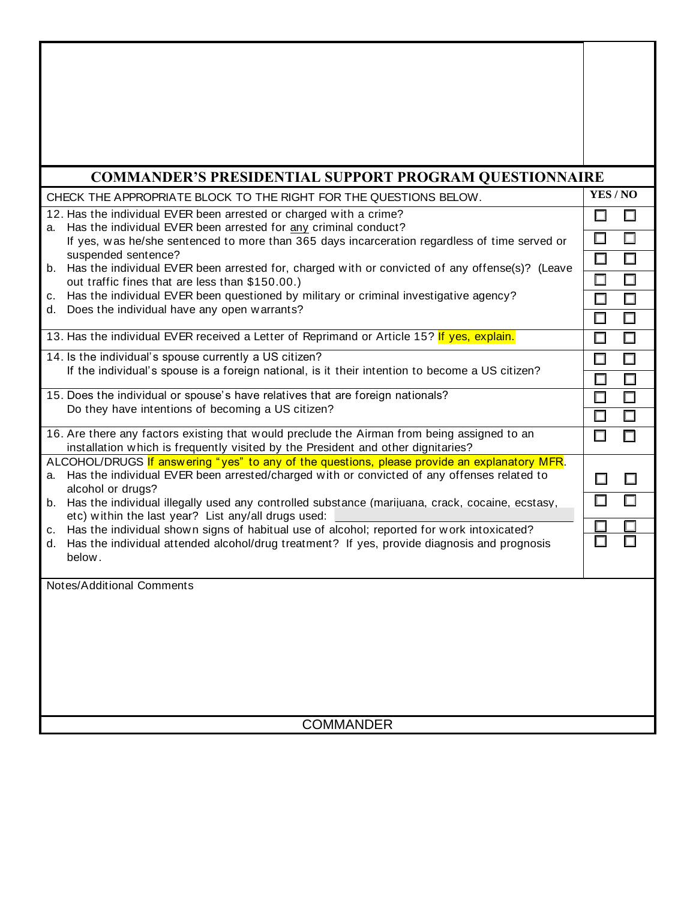## COMMANDER'S PRESIDENTIAL SUPPORT PROGRAM QUESTIONNAIRE

| CHECK THE APPROPRIATE BLOCK TO THE RIGHT FOR THE QUESTIONS BELOW. | YES | NO |
|---|---|---|
| 12. Has the individual EVER been arrested or charged with a crime? | ☐ | ☐ |
| a. Has the individual EVER been arrested for any criminal conduct? | ☐ | ☐ |
| If yes, was he/she sentenced to more than 365 days incarceration regardless of time served or suspended sentence? | ☐ | ☐ |
| b. Has the individual EVER been arrested for, charged with or convicted of any offense(s)? (Leave out traffic fines that are less than $150.00.) | ☐ | ☐ |
| c. Has the individual EVER been questioned by military or criminal investigative agency? | ☐ | ☐ |
| d. Does the individual have any open warrants? | ☐ | ☐ |
| 13. Has the individual EVER received a Letter of Reprimand or Article 15? If yes, explain. | ☐ | ☐ |
| 14. Is the individual's spouse currently a US citizen? | ☐ | ☐ |
| If the individual's spouse is a foreign national, is it their intention to become a US citizen? | ☐ | ☐ |
| 15. Does the individual or spouse's have relatives that are foreign nationals? | ☐ | ☐ |
| Do they have intentions of becoming a US citizen? | ☐ | ☐ |
| 16. Are there any factors existing that would preclude the Airman from being assigned to an installation which is frequently visited by the President and other dignitaries? | ☐ | ☐ |
| ALCOHOL/DRUGS If answering "yes" to any of the questions, please provide an explanatory MFR. | | |
| a. Has the individual EVER been arrested/charged with or convicted of any offenses related to alcohol or drugs? | ☐ | ☐ |
| b. Has the individual illegally used any controlled substance (marijuana, crack, cocaine, ecstasy, etc) within the last year? List any/all drugs used: | ☐ | ☐ |
| c. Has the individual shown signs of habitual use of alcohol; reported for work intoxicated? | ☐ | ☐ |
| d. Has the individual attended alcohol/drug treatment? If yes, provide diagnosis and prognosis below. | ☐ | ☐ |

Notes/Additional Comments

COMMANDER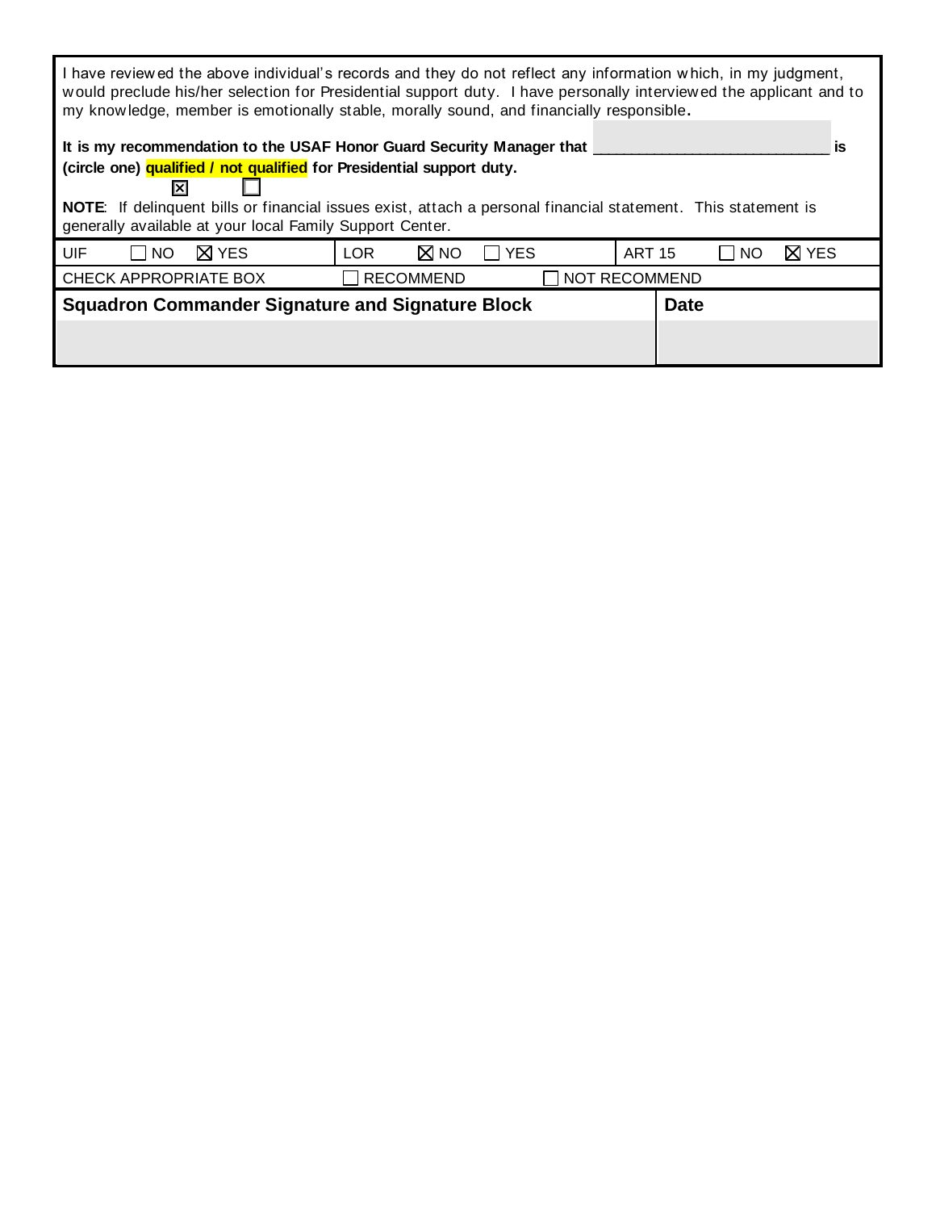I have reviewed the above individual's records and they do not reflect any information which, in my judgment, would preclude his/her selection for Presidential support duty. I have personally interviewed the applicant and to my knowledge, member is emotionally stable, morally sound, and financially responsible.

**It is my recommendation to the USAF Honor Guard Security Manager that \_\_\_\_\_\_\_\_\_\_\_\_\_\_\_\_\_\_\_\_\_\_\_\_\_\_\_\_\_\_ is (circle one) qualified / not qualified for Presidential support duty.**

☒ ☐

**NOTE**: If delinquent bills or financial issues exist, attach a personal financial statement. This statement is generally available at your local Family Support Center.

| | | | | | | | | |
|---|---|---|---|---|---|---|---|---|
| UIF | ☐ NO | ☒ YES | LOR | ☒ NO | ☐ YES | ART 15 | ☐ NO | ☒ YES |

| | | |
|---|---|---|
| CHECK APPROPRIATE BOX | ☐ RECOMMEND | ☐ NOT RECOMMEND |

| **Squadron Commander Signature and Signature Block** | **Date** |
|---|---|
| | |